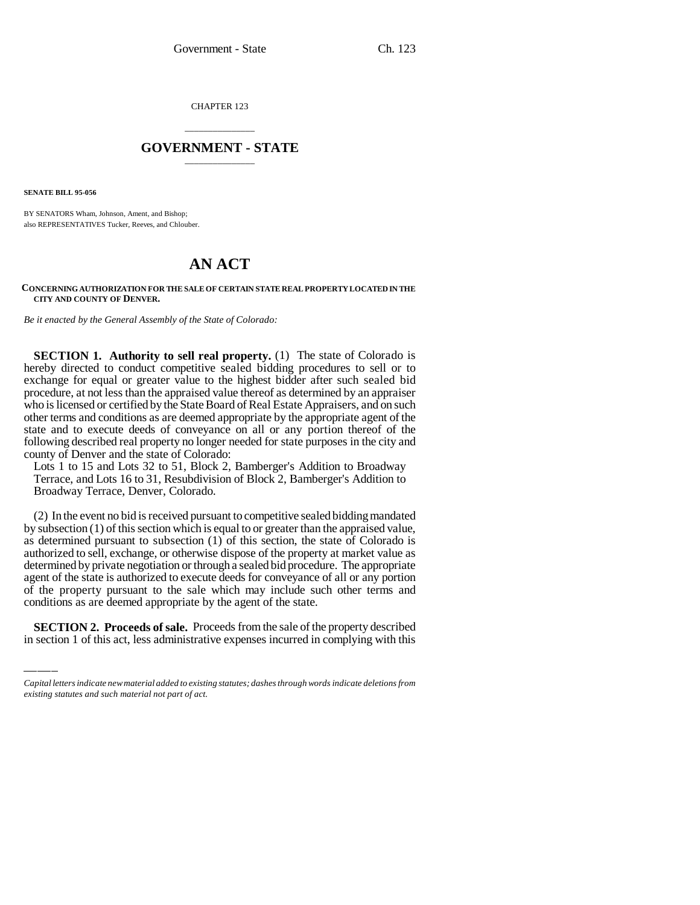CHAPTER 123

# GOVERNMENT - STATE

**SENATE BILL 95-056**

BY SENATORS Wham, Johnson, Ament, and Bishop;
also REPRESENTATIVES Tucker, Reeves, and Chlouber.

# AN ACT

**CONCERNING AUTHORIZATION FOR THE SALE OF CERTAIN STATE REAL PROPERTY LOCATED IN THE CITY AND COUNTY OF DENVER.**

*Be it enacted by the General Assembly of the State of Colorado:*

**SECTION 1. Authority to sell real property.** (1) The state of Colorado is hereby directed to conduct competitive sealed bidding procedures to sell or to exchange for equal or greater value to the highest bidder after such sealed bid procedure, at not less than the appraised value thereof as determined by an appraiser who is licensed or certified by the State Board of Real Estate Appraisers, and on such other terms and conditions as are deemed appropriate by the appropriate agent of the state and to execute deeds of conveyance on all or any portion thereof of the following described real property no longer needed for state purposes in the city and county of Denver and the state of Colorado:

Lots 1 to 15 and Lots 32 to 51, Block 2, Bamberger's Addition to Broadway Terrace, and Lots 16 to 31, Resubdivision of Block 2, Bamberger's Addition to Broadway Terrace, Denver, Colorado.

(2) In the event no bid is received pursuant to competitive sealed bidding mandated by subsection (1) of this section which is equal to or greater than the appraised value, as determined pursuant to subsection (1) of this section, the state of Colorado is authorized to sell, exchange, or otherwise dispose of the property at market value as determined by private negotiation or through a sealed bid procedure. The appropriate agent of the state is authorized to execute deeds for conveyance of all or any portion of the property pursuant to the sale which may include such other terms and conditions as are deemed appropriate by the agent of the state.

**SECTION 2. Proceeds of sale.** Proceeds from the sale of the property described in section 1 of this act, less administrative expenses incurred in complying with this

---

*Capital letters indicate new material added to existing statutes; dashes through words indicate deletions from existing statutes and such material not part of act.*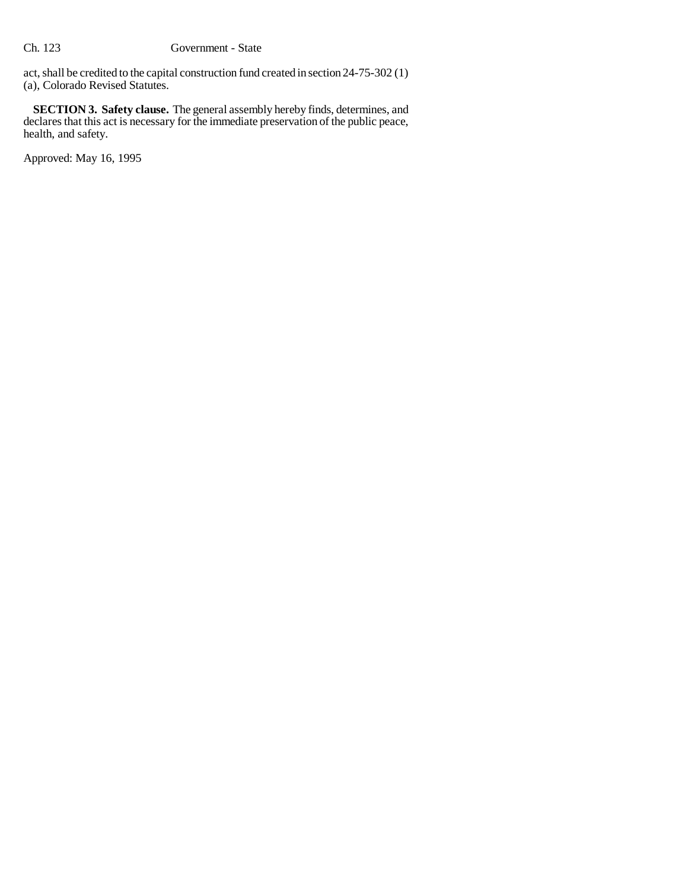act, shall be credited to the capital construction fund created in section 24-75-302 (1) (a), Colorado Revised Statutes.

**SECTION 3. Safety clause.** The general assembly hereby finds, determines, and declares that this act is necessary for the immediate preservation of the public peace, health, and safety.

Approved: May 16, 1995